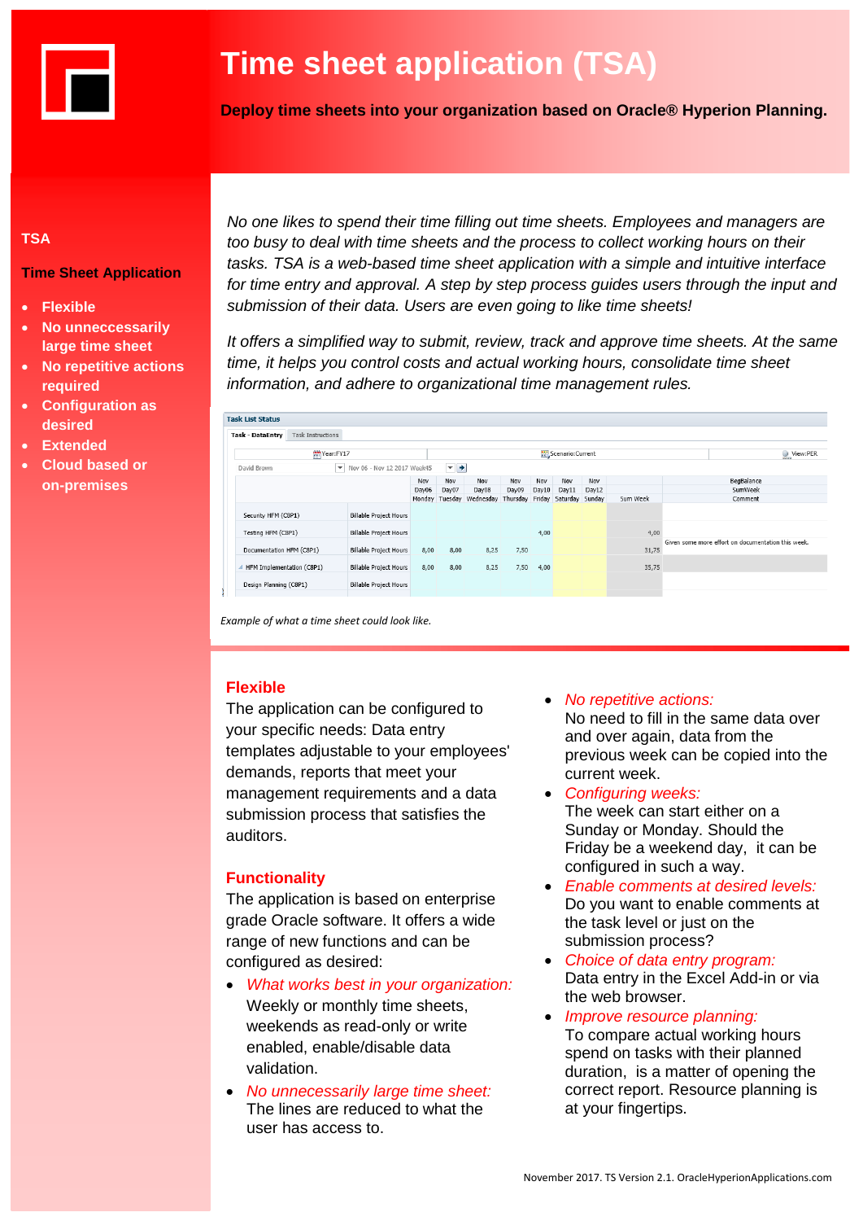# Time sheet application (TSA)

**Deploy time sheets into your organization based on Oracle® Hyperion Planning.**

**TSA**

**Time Sheet Application**

- **Flexible**
- **No unneccessarily large time sheet**
- **No repetitive actions required**
- **Configuration as desired**
- **Extended**
- **Cloud based or on-premises**

*No one likes to spend their time filling out time sheets. Employees and managers are too busy to deal with time sheets and the process to collect working hours on their tasks. TSA is a web-based time sheet application with a simple and intuitive interface for time entry and approval. A step by step process guides users through the input and submission of their data. Users are even going to like time sheets!*

*It offers a simplified way to submit, review, track and approve time sheets. At the same time, it helps you control costs and actual working hours, consolidate time sheet information, and adhere to organizational time management rules.*

Task List Status

Task - DataEntry | Task Instructions

Year:FY17 | Scenario:Current | View:PER

David Brown | Nov 06 - Nov 12 2017 Week45

| | | Nov Day06 Monday | Nov Day07 Tuesday | Nov Day08 Wednesday | Nov Day09 Thursday | Nov Day10 Friday | Nov Day11 Saturday | Nov Day12 Sunday | Sum Week | BegBalance SumWeek Comment |
|---|---|---|---|---|---|---|---|---|---|---|
| Security HFM (C8P1) | Billable Project Hours | | | | | | | | | |
| Testing HFM (C8P1) | Billable Project Hours | | | | | 4,00 | | | 4,00 | |
| Documentation HFM (C8P1) | Billable Project Hours | 8,00 | 8,00 | 8,25 | 7,50 | | | | 31,75 | Given some more effort on documentation this week. |
| HFM Implementation (C8P1) | Billable Project Hours | 8,00 | 8,00 | 8,25 | 7,50 | 4,00 | | | 35,75 | |
| Design Planning (C8P1) | Billable Project Hours | | | | | | | | | |

*Example of what a time sheet could look like.*

## Flexible

The application can be configured to your specific needs: Data entry templates adjustable to your employees' demands, reports that meet your management requirements and a data submission process that satisfies the auditors.

## Functionality

The application is based on enterprise grade Oracle software. It offers a wide range of new functions and can be configured as desired:

- *What works best in your organization:* Weekly or monthly time sheets, weekends as read-only or write enabled, enable/disable data validation.
- *No unnecessarily large time sheet:* The lines are reduced to what the user has access to.
- *No repetitive actions:* No need to fill in the same data over and over again, data from the previous week can be copied into the current week.
- *Configuring weeks:* The week can start either on a Sunday or Monday. Should the Friday be a weekend day, it can be configured in such a way.
- *Enable comments at desired levels:* Do you want to enable comments at the task level or just on the submission process?
- *Choice of data entry program:* Data entry in the Excel Add-in or via the web browser.
- *Improve resource planning:* To compare actual working hours spend on tasks with their planned duration, is a matter of opening the correct report. Resource planning is at your fingertips.

November 2017. TS Version 2.1. OracleHyperionApplications.com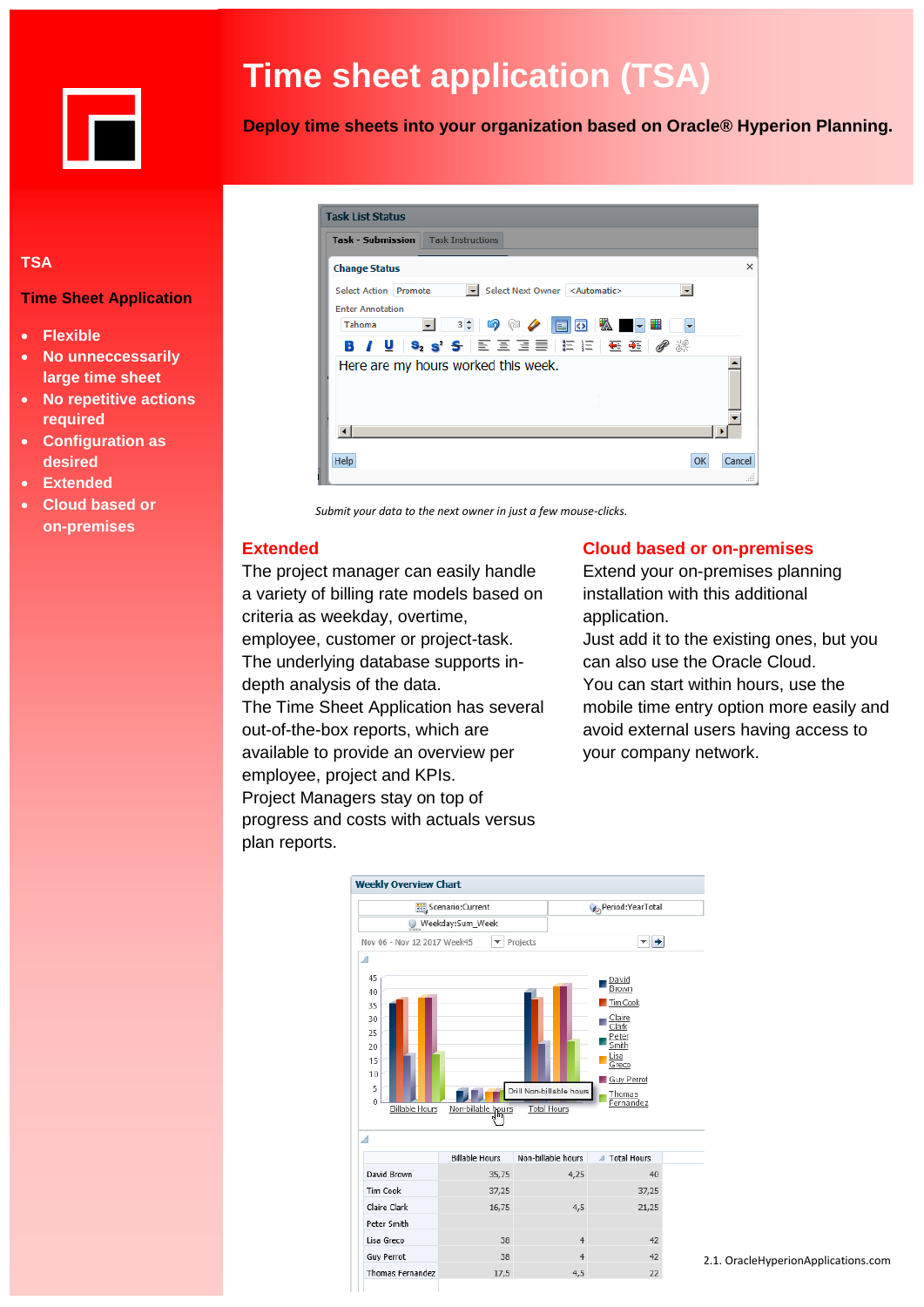# Time sheet application (TSA)

**Deploy time sheets into your organization based on Oracle® Hyperion Planning.**

**TSA**

**Time Sheet Application**

- **Flexible**
- **No unneccessarily large time sheet**
- **No repetitive actions required**
- **Configuration as desired**
- **Extended**
- **Cloud based or on-premises**

*Submit your data to the next owner in just a few mouse-clicks.*

## Extended

The project manager can easily handle a variety of billing rate models based on criteria as weekday, overtime, employee, customer or project-task.
The underlying database supports in-depth analysis of the data.
The Time Sheet Application has several out-of-the-box reports, which are available to provide an overview per employee, project and KPIs.
Project Managers stay on top of progress and costs with actuals versus plan reports.

## Cloud based or on-premises

Extend your on-premises planning installation with this additional application.
Just add it to the existing ones, but you can also use the Oracle Cloud.
You can start within hours, use the mobile time entry option more easily and avoid external users having access to your company network.

2.1. OracleHyperionApplications.com